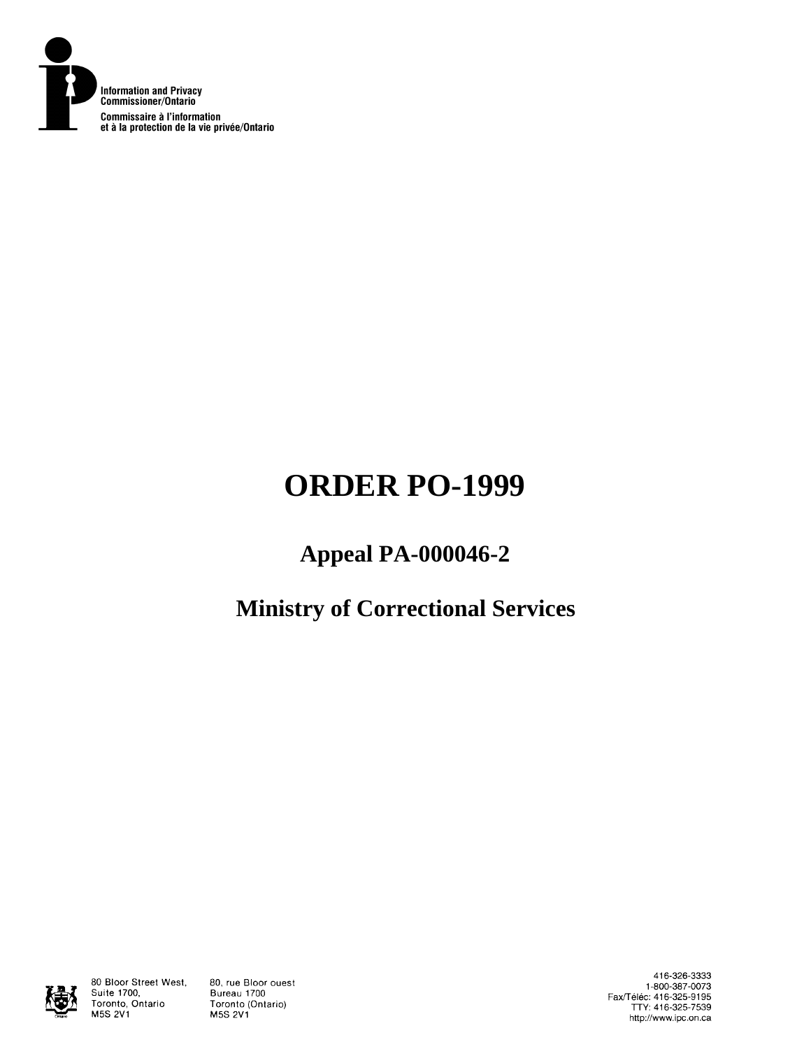Information and Privacy Commissioner/Ontario

Commissaire à l'information et à la protection de la vie privée/Ontario

# ORDER PO-1999

## Appeal PA-000046-2

## Ministry of Correctional Services

80 Bloor Street West, Suite 1700, Toronto, Ontario M5S 2V1

80, rue Bloor ouest Bureau 1700 Toronto (Ontario) M5S 2V1

416-326-3333
1-800-387-0073
Fax/Téléc: 416-325-9195
TTY: 416-325-7539
http://www.ipc.on.ca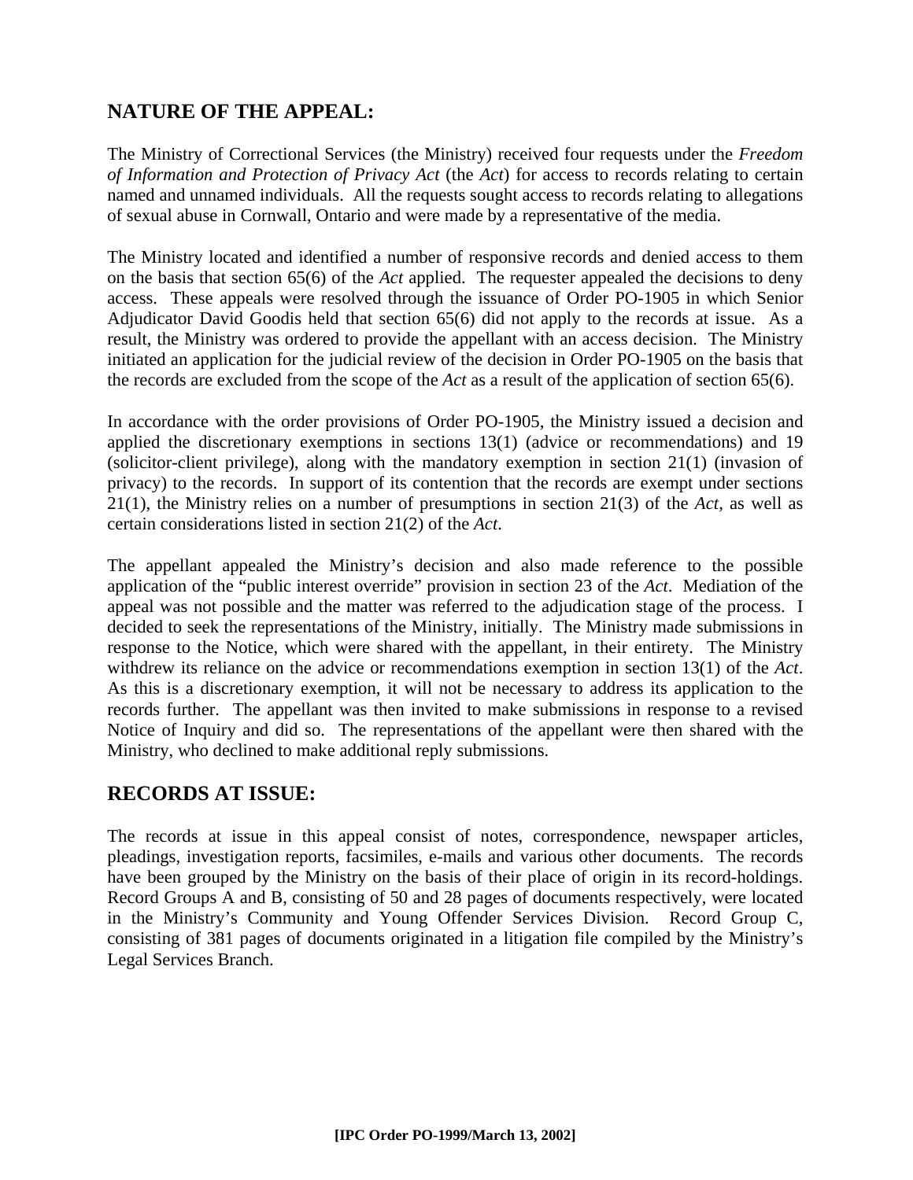## NATURE OF THE APPEAL:

The Ministry of Correctional Services (the Ministry) received four requests under the *Freedom of Information and Protection of Privacy Act* (the *Act*) for access to records relating to certain named and unnamed individuals. All the requests sought access to records relating to allegations of sexual abuse in Cornwall, Ontario and were made by a representative of the media.

The Ministry located and identified a number of responsive records and denied access to them on the basis that section 65(6) of the *Act* applied. The requester appealed the decisions to deny access. These appeals were resolved through the issuance of Order PO-1905 in which Senior Adjudicator David Goodis held that section 65(6) did not apply to the records at issue. As a result, the Ministry was ordered to provide the appellant with an access decision. The Ministry initiated an application for the judicial review of the decision in Order PO-1905 on the basis that the records are excluded from the scope of the *Act* as a result of the application of section 65(6).

In accordance with the order provisions of Order PO-1905, the Ministry issued a decision and applied the discretionary exemptions in sections 13(1) (advice or recommendations) and 19 (solicitor-client privilege), along with the mandatory exemption in section 21(1) (invasion of privacy) to the records. In support of its contention that the records are exempt under sections 21(1), the Ministry relies on a number of presumptions in section 21(3) of the *Act*, as well as certain considerations listed in section 21(2) of the *Act*.

The appellant appealed the Ministry's decision and also made reference to the possible application of the "public interest override" provision in section 23 of the *Act*. Mediation of the appeal was not possible and the matter was referred to the adjudication stage of the process. I decided to seek the representations of the Ministry, initially. The Ministry made submissions in response to the Notice, which were shared with the appellant, in their entirety. The Ministry withdrew its reliance on the advice or recommendations exemption in section 13(1) of the *Act*. As this is a discretionary exemption, it will not be necessary to address its application to the records further. The appellant was then invited to make submissions in response to a revised Notice of Inquiry and did so. The representations of the appellant were then shared with the Ministry, who declined to make additional reply submissions.

## RECORDS AT ISSUE:

The records at issue in this appeal consist of notes, correspondence, newspaper articles, pleadings, investigation reports, facsimiles, e-mails and various other documents. The records have been grouped by the Ministry on the basis of their place of origin in its record-holdings. Record Groups A and B, consisting of 50 and 28 pages of documents respectively, were located in the Ministry's Community and Young Offender Services Division. Record Group C, consisting of 381 pages of documents originated in a litigation file compiled by the Ministry's Legal Services Branch.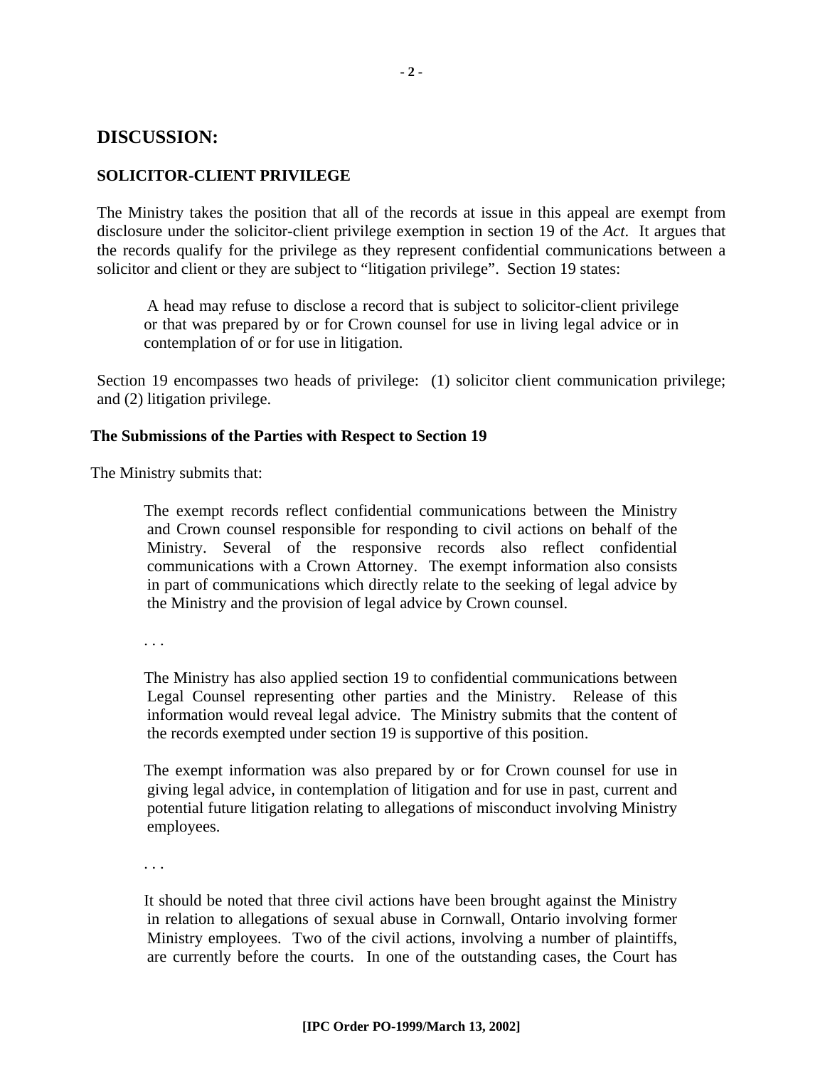## DISCUSSION:

### SOLICITOR-CLIENT PRIVILEGE

The Ministry takes the position that all of the records at issue in this appeal are exempt from disclosure under the solicitor-client privilege exemption in section 19 of the *Act*. It argues that the records qualify for the privilege as they represent confidential communications between a solicitor and client or they are subject to "litigation privilege". Section 19 states:

> A head may refuse to disclose a record that is subject to solicitor-client privilege or that was prepared by or for Crown counsel for use in living legal advice or in contemplation of or for use in litigation.

Section 19 encompasses two heads of privilege: (1) solicitor client communication privilege; and (2) litigation privilege.

**The Submissions of the Parties with Respect to Section 19**

The Ministry submits that:

> The exempt records reflect confidential communications between the Ministry and Crown counsel responsible for responding to civil actions on behalf of the Ministry. Several of the responsive records also reflect confidential communications with a Crown Attorney. The exempt information also consists in part of communications which directly relate to the seeking of legal advice by the Ministry and the provision of legal advice by Crown counsel.
>
> . . .
>
> The Ministry has also applied section 19 to confidential communications between Legal Counsel representing other parties and the Ministry. Release of this information would reveal legal advice. The Ministry submits that the content of the records exempted under section 19 is supportive of this position.
>
> The exempt information was also prepared by or for Crown counsel for use in giving legal advice, in contemplation of litigation and for use in past, current and potential future litigation relating to allegations of misconduct involving Ministry employees.
>
> . . .
>
> It should be noted that three civil actions have been brought against the Ministry in relation to allegations of sexual abuse in Cornwall, Ontario involving former Ministry employees. Two of the civil actions, involving a number of plaintiffs, are currently before the courts. In one of the outstanding cases, the Court has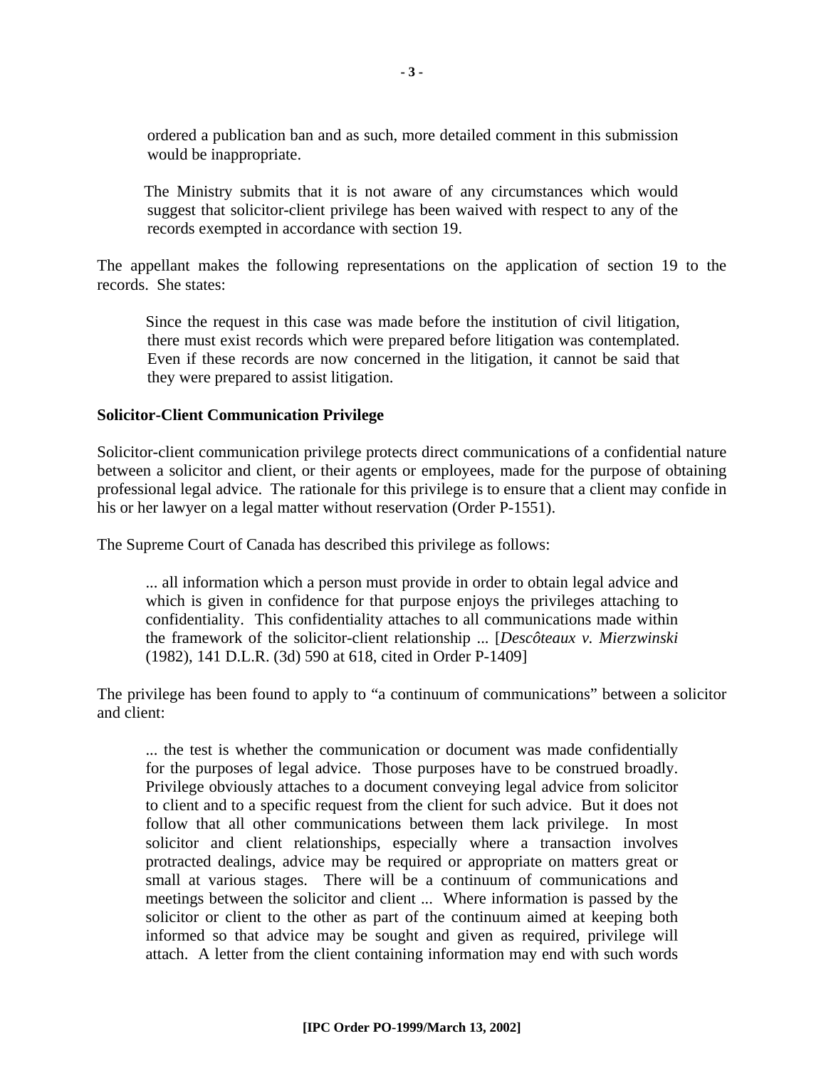> ordered a publication ban and as such, more detailed comment in this submission would be inappropriate.
>
> The Ministry submits that it is not aware of any circumstances which would suggest that solicitor-client privilege has been waived with respect to any of the records exempted in accordance with section 19.

The appellant makes the following representations on the application of section 19 to the records. She states:

> Since the request in this case was made before the institution of civil litigation, there must exist records which were prepared before litigation was contemplated. Even if these records are now concerned in the litigation, it cannot be said that they were prepared to assist litigation.

**Solicitor-Client Communication Privilege**

Solicitor-client communication privilege protects direct communications of a confidential nature between a solicitor and client, or their agents or employees, made for the purpose of obtaining professional legal advice. The rationale for this privilege is to ensure that a client may confide in his or her lawyer on a legal matter without reservation (Order P-1551).

The Supreme Court of Canada has described this privilege as follows:

> ... all information which a person must provide in order to obtain legal advice and which is given in confidence for that purpose enjoys the privileges attaching to confidentiality. This confidentiality attaches to all communications made within the framework of the solicitor-client relationship ... [*Descôteaux v. Mierzwinski* (1982), 141 D.L.R. (3d) 590 at 618, cited in Order P-1409]

The privilege has been found to apply to "a continuum of communications" between a solicitor and client:

> ... the test is whether the communication or document was made confidentially for the purposes of legal advice. Those purposes have to be construed broadly. Privilege obviously attaches to a document conveying legal advice from solicitor to client and to a specific request from the client for such advice. But it does not follow that all other communications between them lack privilege. In most solicitor and client relationships, especially where a transaction involves protracted dealings, advice may be required or appropriate on matters great or small at various stages. There will be a continuum of communications and meetings between the solicitor and client ... Where information is passed by the solicitor or client to the other as part of the continuum aimed at keeping both informed so that advice may be sought and given as required, privilege will attach. A letter from the client containing information may end with such words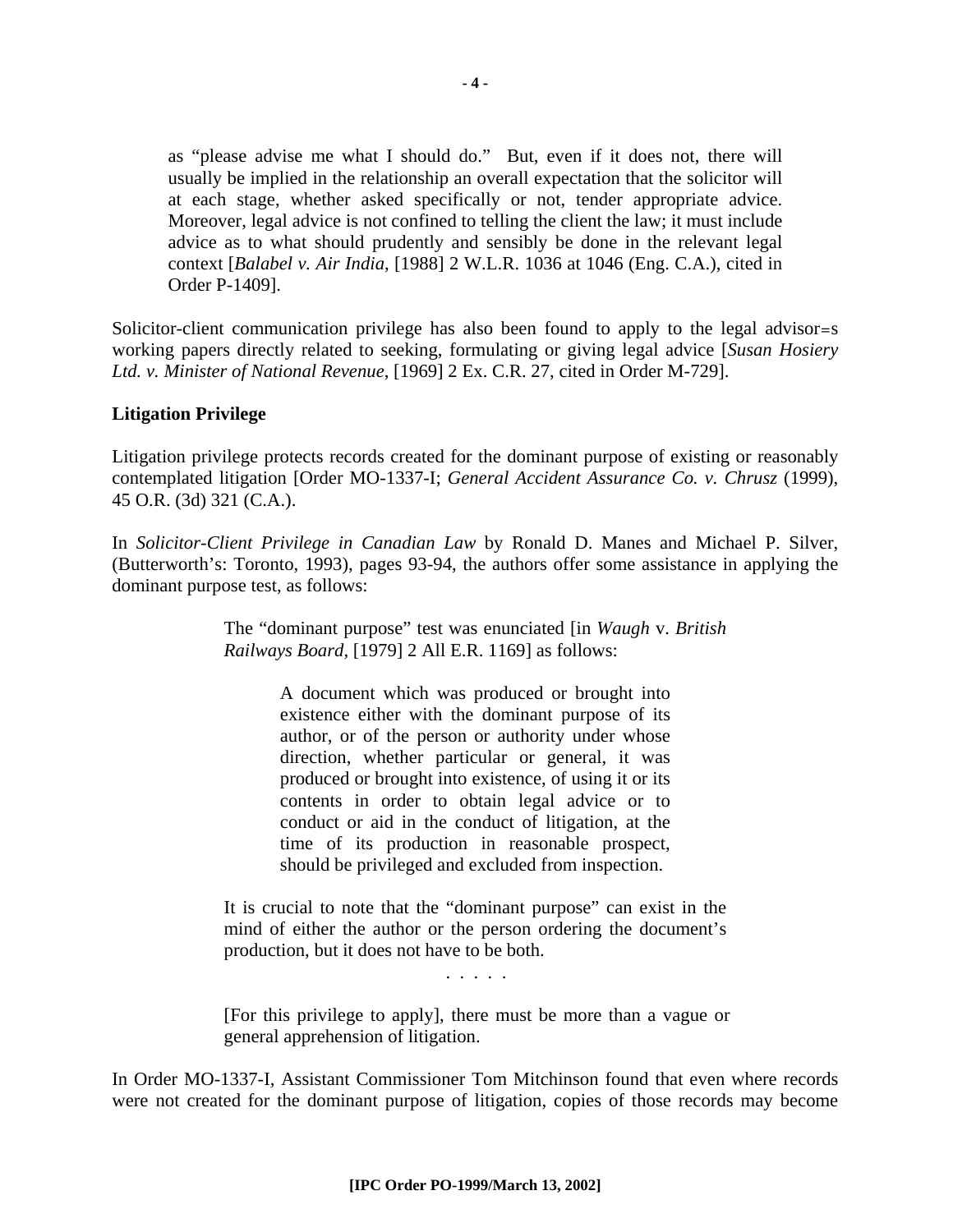> as "please advise me what I should do." But, even if it does not, there will usually be implied in the relationship an overall expectation that the solicitor will at each stage, whether asked specifically or not, tender appropriate advice. Moreover, legal advice is not confined to telling the client the law; it must include advice as to what should prudently and sensibly be done in the relevant legal context [*Balabel v. Air India*, [1988] 2 W.L.R. 1036 at 1046 (Eng. C.A.), cited in Order P-1409].

Solicitor-client communication privilege has also been found to apply to the legal advisor=s working papers directly related to seeking, formulating or giving legal advice [*Susan Hosiery Ltd. v. Minister of National Revenue*, [1969] 2 Ex. C.R. 27, cited in Order M-729].

**Litigation Privilege**

Litigation privilege protects records created for the dominant purpose of existing or reasonably contemplated litigation [Order MO-1337-I; *General Accident Assurance Co. v. Chrusz* (1999), 45 O.R. (3d) 321 (C.A.).

In *Solicitor-Client Privilege in Canadian Law* by Ronald D. Manes and Michael P. Silver, (Butterworth's: Toronto, 1993), pages 93-94, the authors offer some assistance in applying the dominant purpose test, as follows:

> The "dominant purpose" test was enunciated [in *Waugh* v. *British Railways Board*, [1979] 2 All E.R. 1169] as follows:
>
> > A document which was produced or brought into existence either with the dominant purpose of its author, or of the person or authority under whose direction, whether particular or general, it was produced or brought into existence, of using it or its contents in order to obtain legal advice or to conduct or aid in the conduct of litigation, at the time of its production in reasonable prospect, should be privileged and excluded from inspection.
>
> It is crucial to note that the "dominant purpose" can exist in the mind of either the author or the person ordering the document's production, but it does not have to be both.
>
> . . . . .
>
> [For this privilege to apply], there must be more than a vague or general apprehension of litigation.

In Order MO-1337-I, Assistant Commissioner Tom Mitchinson found that even where records were not created for the dominant purpose of litigation, copies of those records may become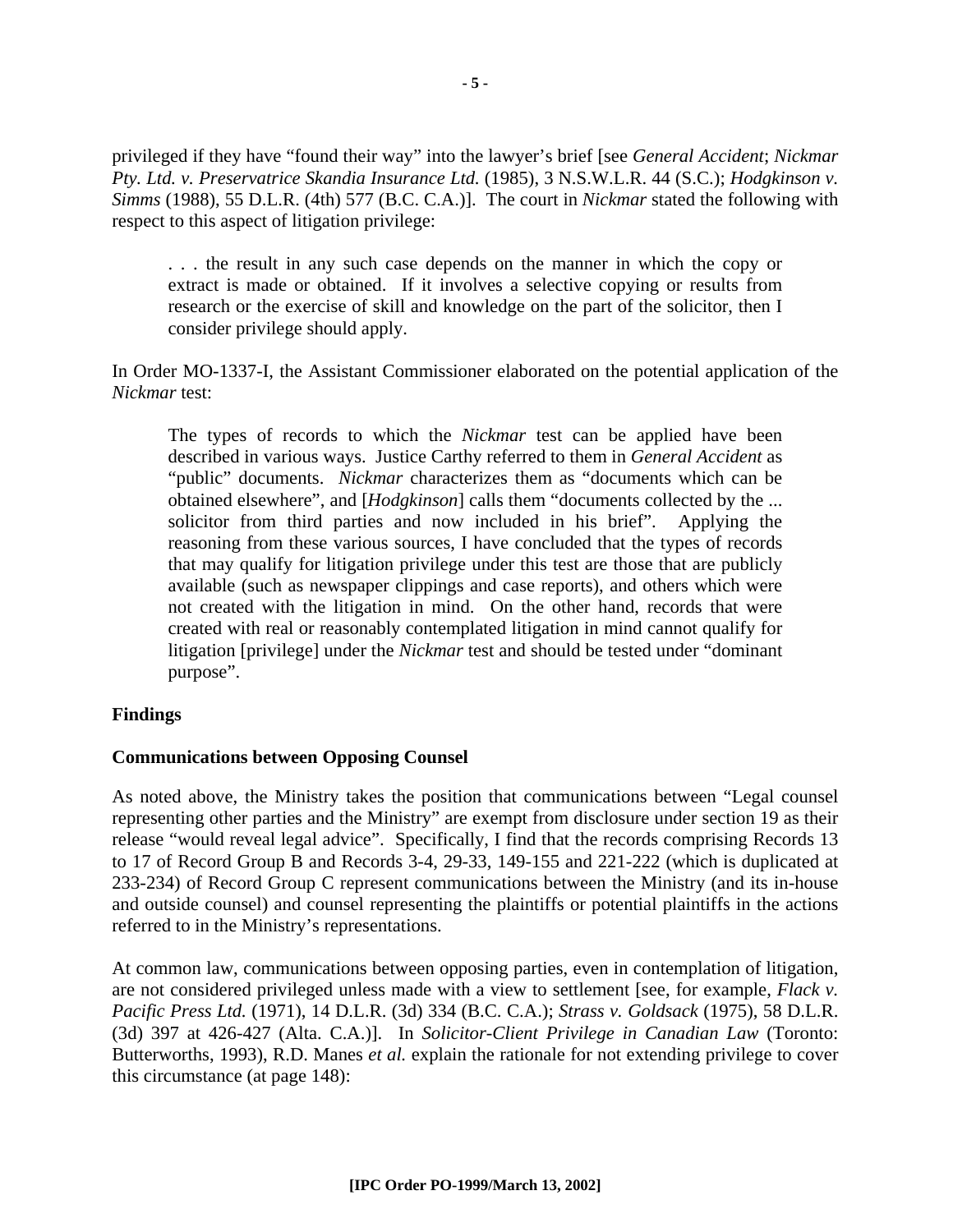privileged if they have "found their way" into the lawyer's brief [see *General Accident*; *Nickmar Pty. Ltd. v. Preservatrice Skandia Insurance Ltd.* (1985), 3 N.S.W.L.R. 44 (S.C.); *Hodgkinson v. Simms* (1988), 55 D.L.R. (4th) 577 (B.C. C.A.)]. The court in *Nickmar* stated the following with respect to this aspect of litigation privilege:

> . . . the result in any such case depends on the manner in which the copy or extract is made or obtained. If it involves a selective copying or results from research or the exercise of skill and knowledge on the part of the solicitor, then I consider privilege should apply.

In Order MO-1337-I, the Assistant Commissioner elaborated on the potential application of the *Nickmar* test:

> The types of records to which the *Nickmar* test can be applied have been described in various ways. Justice Carthy referred to them in *General Accident* as "public" documents. *Nickmar* characterizes them as "documents which can be obtained elsewhere", and [*Hodgkinson*] calls them "documents collected by the ... solicitor from third parties and now included in his brief". Applying the reasoning from these various sources, I have concluded that the types of records that may qualify for litigation privilege under this test are those that are publicly available (such as newspaper clippings and case reports), and others which were not created with the litigation in mind. On the other hand, records that were created with real or reasonably contemplated litigation in mind cannot qualify for litigation [privilege] under the *Nickmar* test and should be tested under "dominant purpose".

**Findings**

**Communications between Opposing Counsel**

As noted above, the Ministry takes the position that communications between "Legal counsel representing other parties and the Ministry" are exempt from disclosure under section 19 as their release "would reveal legal advice". Specifically, I find that the records comprising Records 13 to 17 of Record Group B and Records 3-4, 29-33, 149-155 and 221-222 (which is duplicated at 233-234) of Record Group C represent communications between the Ministry (and its in-house and outside counsel) and counsel representing the plaintiffs or potential plaintiffs in the actions referred to in the Ministry's representations.

At common law, communications between opposing parties, even in contemplation of litigation, are not considered privileged unless made with a view to settlement [see, for example, *Flack v. Pacific Press Ltd.* (1971), 14 D.L.R. (3d) 334 (B.C. C.A.); *Strass v. Goldsack* (1975), 58 D.L.R. (3d) 397 at 426-427 (Alta. C.A.)]. In *Solicitor-Client Privilege in Canadian Law* (Toronto: Butterworths, 1993), R.D. Manes *et al.* explain the rationale for not extending privilege to cover this circumstance (at page 148):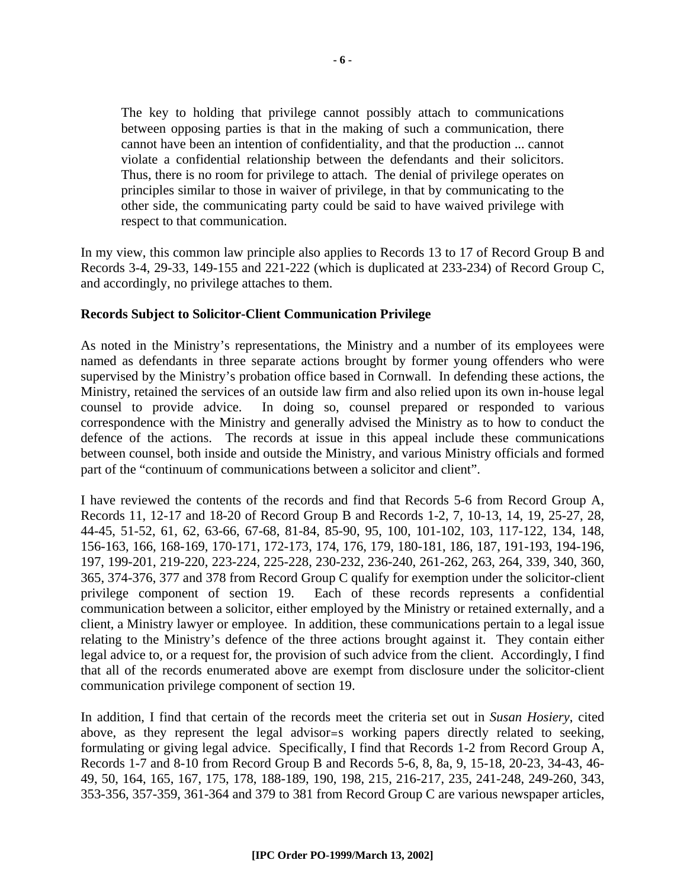> The key to holding that privilege cannot possibly attach to communications between opposing parties is that in the making of such a communication, there cannot have been an intention of confidentiality, and that the production ... cannot violate a confidential relationship between the defendants and their solicitors. Thus, there is no room for privilege to attach. The denial of privilege operates on principles similar to those in waiver of privilege, in that by communicating to the other side, the communicating party could be said to have waived privilege with respect to that communication.

In my view, this common law principle also applies to Records 13 to 17 of Record Group B and Records 3-4, 29-33, 149-155 and 221-222 (which is duplicated at 233-234) of Record Group C, and accordingly, no privilege attaches to them.

**Records Subject to Solicitor-Client Communication Privilege**

As noted in the Ministry's representations, the Ministry and a number of its employees were named as defendants in three separate actions brought by former young offenders who were supervised by the Ministry's probation office based in Cornwall. In defending these actions, the Ministry, retained the services of an outside law firm and also relied upon its own in-house legal counsel to provide advice. In doing so, counsel prepared or responded to various correspondence with the Ministry and generally advised the Ministry as to how to conduct the defence of the actions. The records at issue in this appeal include these communications between counsel, both inside and outside the Ministry, and various Ministry officials and formed part of the "continuum of communications between a solicitor and client".

I have reviewed the contents of the records and find that Records 5-6 from Record Group A, Records 11, 12-17 and 18-20 of Record Group B and Records 1-2, 7, 10-13, 14, 19, 25-27, 28, 44-45, 51-52, 61, 62, 63-66, 67-68, 81-84, 85-90, 95, 100, 101-102, 103, 117-122, 134, 148, 156-163, 166, 168-169, 170-171, 172-173, 174, 176, 179, 180-181, 186, 187, 191-193, 194-196, 197, 199-201, 219-220, 223-224, 225-228, 230-232, 236-240, 261-262, 263, 264, 339, 340, 360, 365, 374-376, 377 and 378 from Record Group C qualify for exemption under the solicitor-client privilege component of section 19. Each of these records represents a confidential communication between a solicitor, either employed by the Ministry or retained externally, and a client, a Ministry lawyer or employee. In addition, these communications pertain to a legal issue relating to the Ministry's defence of the three actions brought against it. They contain either legal advice to, or a request for, the provision of such advice from the client. Accordingly, I find that all of the records enumerated above are exempt from disclosure under the solicitor-client communication privilege component of section 19.

In addition, I find that certain of the records meet the criteria set out in *Susan Hosiery*, cited above, as they represent the legal advisor=s working papers directly related to seeking, formulating or giving legal advice. Specifically, I find that Records 1-2 from Record Group A, Records 1-7 and 8-10 from Record Group B and Records 5-6, 8, 8a, 9, 15-18, 20-23, 34-43, 46-49, 50, 164, 165, 167, 175, 178, 188-189, 190, 198, 215, 216-217, 235, 241-248, 249-260, 343, 353-356, 357-359, 361-364 and 379 to 381 from Record Group C are various newspaper articles,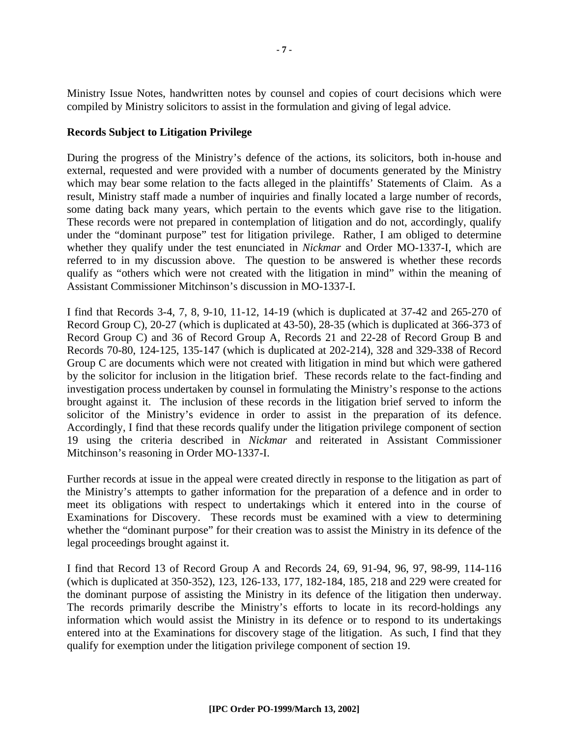Ministry Issue Notes, handwritten notes by counsel and copies of court decisions which were compiled by Ministry solicitors to assist in the formulation and giving of legal advice.

**Records Subject to Litigation Privilege**

During the progress of the Ministry's defence of the actions, its solicitors, both in-house and external, requested and were provided with a number of documents generated by the Ministry which may bear some relation to the facts alleged in the plaintiffs' Statements of Claim. As a result, Ministry staff made a number of inquiries and finally located a large number of records, some dating back many years, which pertain to the events which gave rise to the litigation. These records were not prepared in contemplation of litigation and do not, accordingly, qualify under the "dominant purpose" test for litigation privilege. Rather, I am obliged to determine whether they qualify under the test enunciated in *Nickmar* and Order MO-1337-I, which are referred to in my discussion above. The question to be answered is whether these records qualify as "others which were not created with the litigation in mind" within the meaning of Assistant Commissioner Mitchinson's discussion in MO-1337-I.

I find that Records 3-4, 7, 8, 9-10, 11-12, 14-19 (which is duplicated at 37-42 and 265-270 of Record Group C), 20-27 (which is duplicated at 43-50), 28-35 (which is duplicated at 366-373 of Record Group C) and 36 of Record Group A, Records 21 and 22-28 of Record Group B and Records 70-80, 124-125, 135-147 (which is duplicated at 202-214), 328 and 329-338 of Record Group C are documents which were not created with litigation in mind but which were gathered by the solicitor for inclusion in the litigation brief. These records relate to the fact-finding and investigation process undertaken by counsel in formulating the Ministry's response to the actions brought against it. The inclusion of these records in the litigation brief served to inform the solicitor of the Ministry's evidence in order to assist in the preparation of its defence. Accordingly, I find that these records qualify under the litigation privilege component of section 19 using the criteria described in *Nickmar* and reiterated in Assistant Commissioner Mitchinson's reasoning in Order MO-1337-I.

Further records at issue in the appeal were created directly in response to the litigation as part of the Ministry's attempts to gather information for the preparation of a defence and in order to meet its obligations with respect to undertakings which it entered into in the course of Examinations for Discovery. These records must be examined with a view to determining whether the "dominant purpose" for their creation was to assist the Ministry in its defence of the legal proceedings brought against it.

I find that Record 13 of Record Group A and Records 24, 69, 91-94, 96, 97, 98-99, 114-116 (which is duplicated at 350-352), 123, 126-133, 177, 182-184, 185, 218 and 229 were created for the dominant purpose of assisting the Ministry in its defence of the litigation then underway. The records primarily describe the Ministry's efforts to locate in its record-holdings any information which would assist the Ministry in its defence or to respond to its undertakings entered into at the Examinations for discovery stage of the litigation. As such, I find that they qualify for exemption under the litigation privilege component of section 19.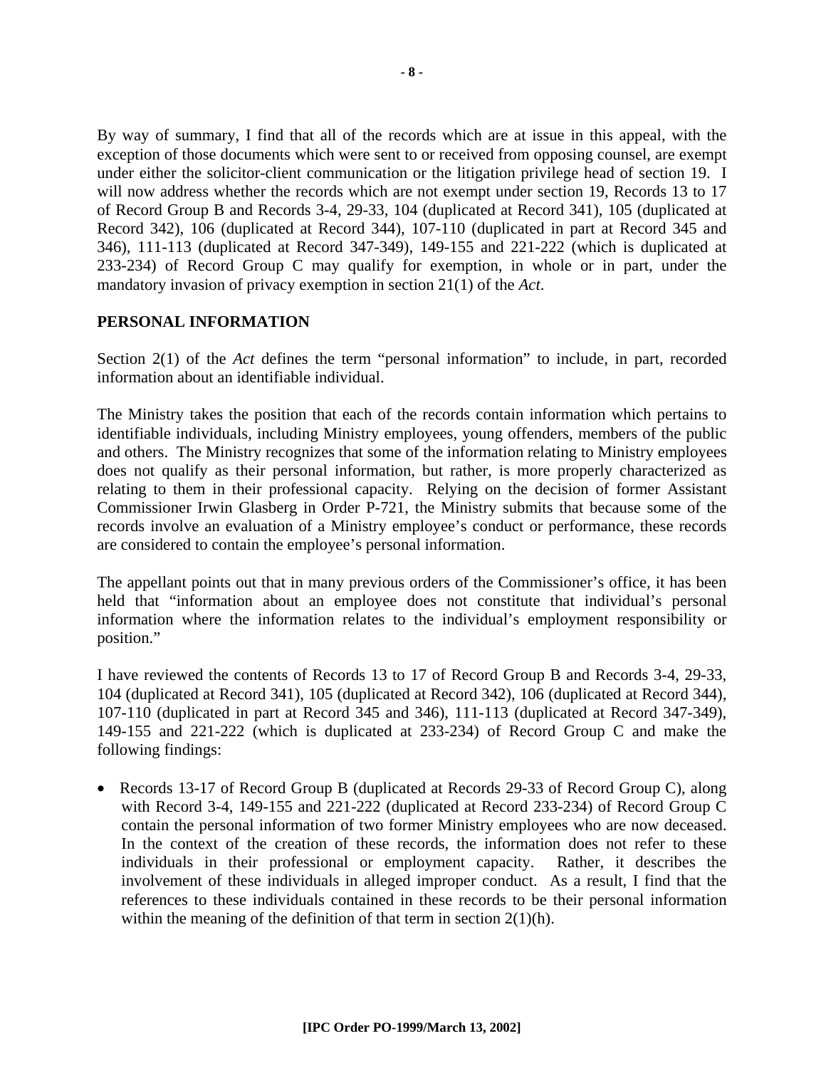By way of summary, I find that all of the records which are at issue in this appeal, with the exception of those documents which were sent to or received from opposing counsel, are exempt under either the solicitor-client communication or the litigation privilege head of section 19. I will now address whether the records which are not exempt under section 19, Records 13 to 17 of Record Group B and Records 3-4, 29-33, 104 (duplicated at Record 341), 105 (duplicated at Record 342), 106 (duplicated at Record 344), 107-110 (duplicated in part at Record 345 and 346), 111-113 (duplicated at Record 347-349), 149-155 and 221-222 (which is duplicated at 233-234) of Record Group C may qualify for exemption, in whole or in part, under the mandatory invasion of privacy exemption in section 21(1) of the *Act*.

## PERSONAL INFORMATION

Section 2(1) of the *Act* defines the term "personal information" to include, in part, recorded information about an identifiable individual.

The Ministry takes the position that each of the records contain information which pertains to identifiable individuals, including Ministry employees, young offenders, members of the public and others. The Ministry recognizes that some of the information relating to Ministry employees does not qualify as their personal information, but rather, is more properly characterized as relating to them in their professional capacity. Relying on the decision of former Assistant Commissioner Irwin Glasberg in Order P-721, the Ministry submits that because some of the records involve an evaluation of a Ministry employee's conduct or performance, these records are considered to contain the employee's personal information.

The appellant points out that in many previous orders of the Commissioner's office, it has been held that "information about an employee does not constitute that individual's personal information where the information relates to the individual's employment responsibility or position."

I have reviewed the contents of Records 13 to 17 of Record Group B and Records 3-4, 29-33, 104 (duplicated at Record 341), 105 (duplicated at Record 342), 106 (duplicated at Record 344), 107-110 (duplicated in part at Record 345 and 346), 111-113 (duplicated at Record 347-349), 149-155 and 221-222 (which is duplicated at 233-234) of Record Group C and make the following findings:

- Records 13-17 of Record Group B (duplicated at Records 29-33 of Record Group C), along with Record 3-4, 149-155 and 221-222 (duplicated at Record 233-234) of Record Group C contain the personal information of two former Ministry employees who are now deceased. In the context of the creation of these records, the information does not refer to these individuals in their professional or employment capacity. Rather, it describes the involvement of these individuals in alleged improper conduct. As a result, I find that the references to these individuals contained in these records to be their personal information within the meaning of the definition of that term in section 2(1)(h).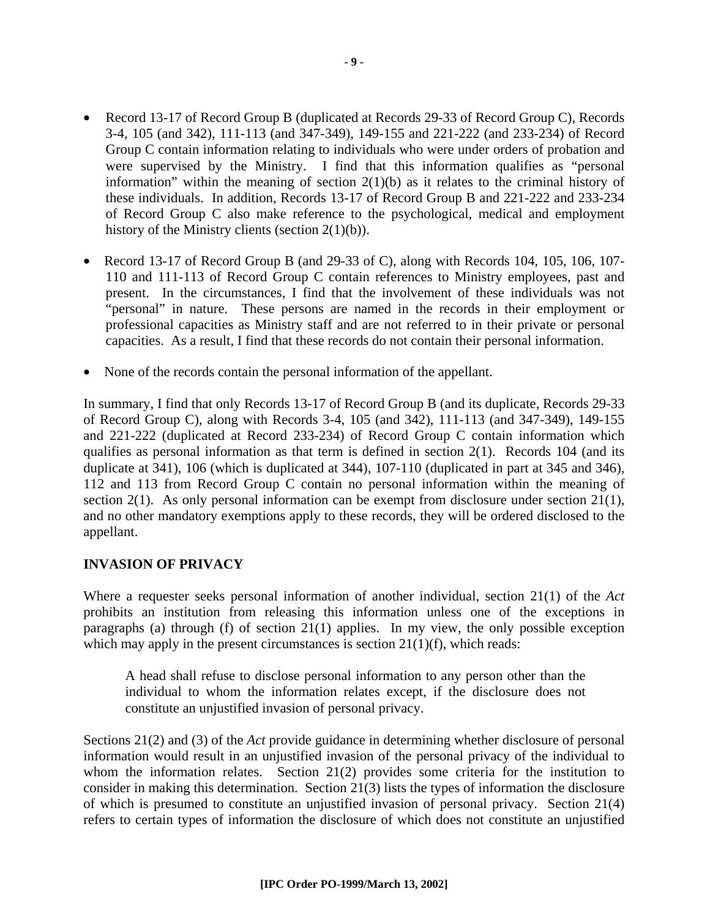- Record 13-17 of Record Group B (duplicated at Records 29-33 of Record Group C), Records 3-4, 105 (and 342), 111-113 (and 347-349), 149-155 and 221-222 (and 233-234) of Record Group C contain information relating to individuals who were under orders of probation and were supervised by the Ministry. I find that this information qualifies as "personal information" within the meaning of section 2(1)(b) as it relates to the criminal history of these individuals. In addition, Records 13-17 of Record Group B and 221-222 and 233-234 of Record Group C also make reference to the psychological, medical and employment history of the Ministry clients (section 2(1)(b)).

- Record 13-17 of Record Group B (and 29-33 of C), along with Records 104, 105, 106, 107-110 and 111-113 of Record Group C contain references to Ministry employees, past and present. In the circumstances, I find that the involvement of these individuals was not "personal" in nature. These persons are named in the records in their employment or professional capacities as Ministry staff and are not referred to in their private or personal capacities. As a result, I find that these records do not contain their personal information.

- None of the records contain the personal information of the appellant.

In summary, I find that only Records 13-17 of Record Group B (and its duplicate, Records 29-33 of Record Group C), along with Records 3-4, 105 (and 342), 111-113 (and 347-349), 149-155 and 221-222 (duplicated at Record 233-234) of Record Group C contain information which qualifies as personal information as that term is defined in section 2(1). Records 104 (and its duplicate at 341), 106 (which is duplicated at 344), 107-110 (duplicated in part at 345 and 346), 112 and 113 from Record Group C contain no personal information within the meaning of section 2(1). As only personal information can be exempt from disclosure under section 21(1), and no other mandatory exemptions apply to these records, they will be ordered disclosed to the appellant.

**INVASION OF PRIVACY**

Where a requester seeks personal information of another individual, section 21(1) of the *Act* prohibits an institution from releasing this information unless one of the exceptions in paragraphs (a) through (f) of section 21(1) applies. In my view, the only possible exception which may apply in the present circumstances is section 21(1)(f), which reads:

> A head shall refuse to disclose personal information to any person other than the individual to whom the information relates except, if the disclosure does not constitute an unjustified invasion of personal privacy.

Sections 21(2) and (3) of the *Act* provide guidance in determining whether disclosure of personal information would result in an unjustified invasion of the personal privacy of the individual to whom the information relates. Section 21(2) provides some criteria for the institution to consider in making this determination. Section 21(3) lists the types of information the disclosure of which is presumed to constitute an unjustified invasion of personal privacy. Section 21(4) refers to certain types of information the disclosure of which does not constitute an unjustified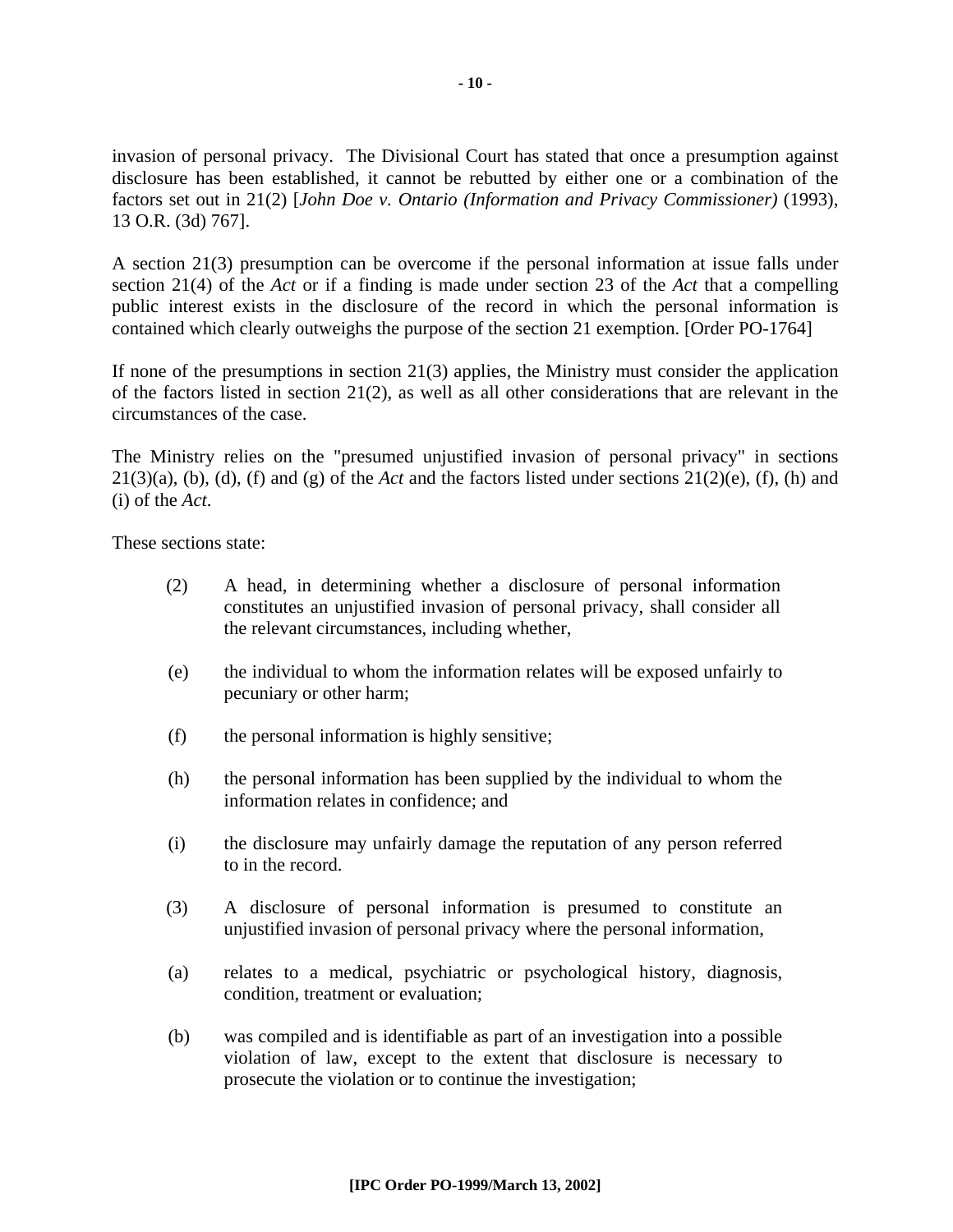invasion of personal privacy. The Divisional Court has stated that once a presumption against disclosure has been established, it cannot be rebutted by either one or a combination of the factors set out in 21(2) [*John Doe v. Ontario (Information and Privacy Commissioner)* (1993), 13 O.R. (3d) 767].

A section 21(3) presumption can be overcome if the personal information at issue falls under section 21(4) of the *Act* or if a finding is made under section 23 of the *Act* that a compelling public interest exists in the disclosure of the record in which the personal information is contained which clearly outweighs the purpose of the section 21 exemption. [Order PO-1764]

If none of the presumptions in section 21(3) applies, the Ministry must consider the application of the factors listed in section 21(2), as well as all other considerations that are relevant in the circumstances of the case.

The Ministry relies on the "presumed unjustified invasion of personal privacy" in sections 21(3)(a), (b), (d), (f) and (g) of the *Act* and the factors listed under sections 21(2)(e), (f), (h) and (i) of the *Act*.

These sections state:

> (2) A head, in determining whether a disclosure of personal information constitutes an unjustified invasion of personal privacy, shall consider all the relevant circumstances, including whether,
>
> (e) the individual to whom the information relates will be exposed unfairly to pecuniary or other harm;
>
> (f) the personal information is highly sensitive;
>
> (h) the personal information has been supplied by the individual to whom the information relates in confidence; and
>
> (i) the disclosure may unfairly damage the reputation of any person referred to in the record.
>
> (3) A disclosure of personal information is presumed to constitute an unjustified invasion of personal privacy where the personal information,
>
> (a) relates to a medical, psychiatric or psychological history, diagnosis, condition, treatment or evaluation;
>
> (b) was compiled and is identifiable as part of an investigation into a possible violation of law, except to the extent that disclosure is necessary to prosecute the violation or to continue the investigation;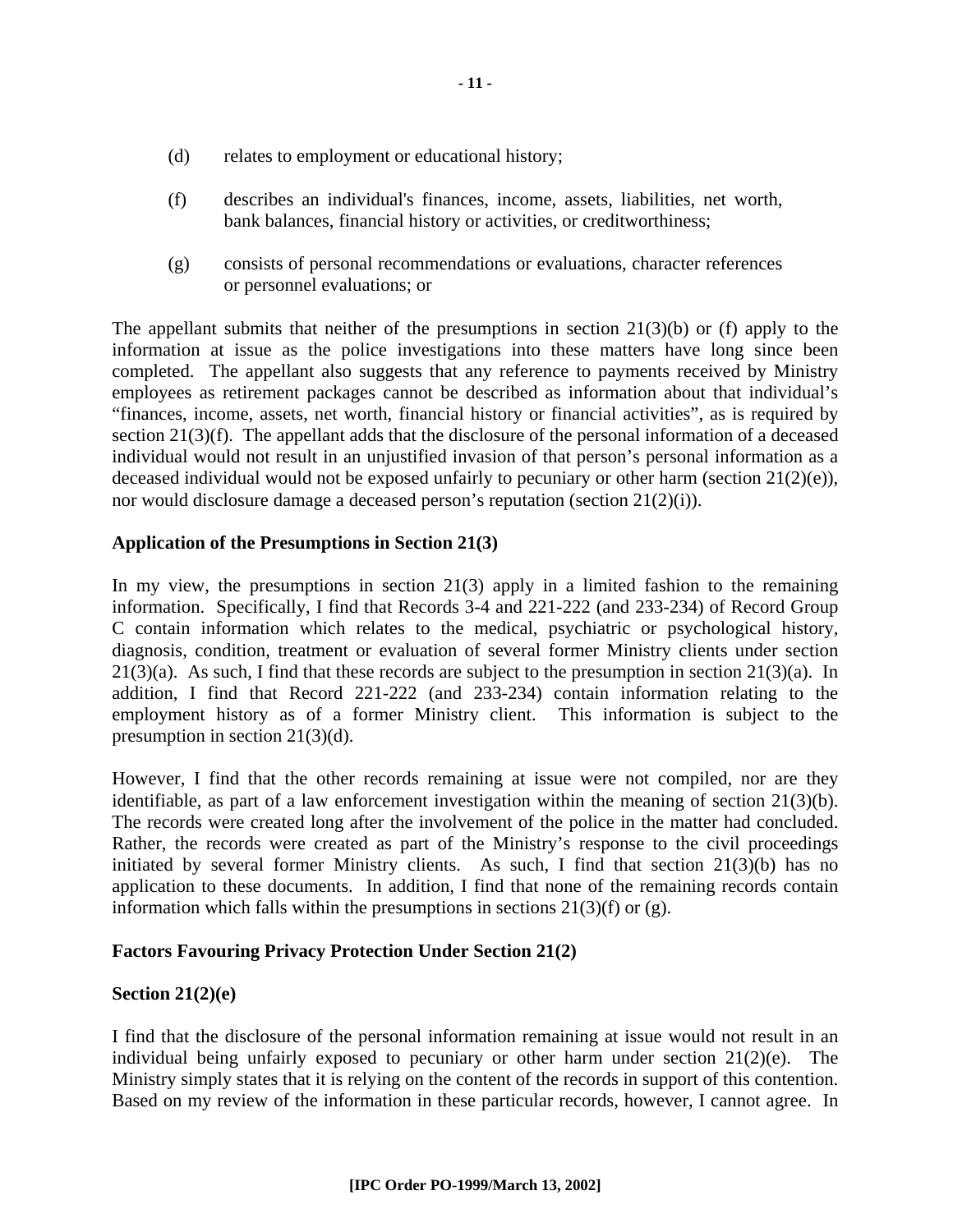(d) relates to employment or educational history;

(f) describes an individual's finances, income, assets, liabilities, net worth, bank balances, financial history or activities, or creditworthiness;

(g) consists of personal recommendations or evaluations, character references or personnel evaluations; or

The appellant submits that neither of the presumptions in section 21(3)(b) or (f) apply to the information at issue as the police investigations into these matters have long since been completed. The appellant also suggests that any reference to payments received by Ministry employees as retirement packages cannot be described as information about that individual's "finances, income, assets, net worth, financial history or financial activities", as is required by section 21(3)(f). The appellant adds that the disclosure of the personal information of a deceased individual would not result in an unjustified invasion of that person's personal information as a deceased individual would not be exposed unfairly to pecuniary or other harm (section 21(2)(e)), nor would disclosure damage a deceased person's reputation (section 21(2)(i)).

**Application of the Presumptions in Section 21(3)**

In my view, the presumptions in section 21(3) apply in a limited fashion to the remaining information. Specifically, I find that Records 3-4 and 221-222 (and 233-234) of Record Group C contain information which relates to the medical, psychiatric or psychological history, diagnosis, condition, treatment or evaluation of several former Ministry clients under section 21(3)(a). As such, I find that these records are subject to the presumption in section 21(3)(a). In addition, I find that Record 221-222 (and 233-234) contain information relating to the employment history as of a former Ministry client. This information is subject to the presumption in section 21(3)(d).

However, I find that the other records remaining at issue were not compiled, nor are they identifiable, as part of a law enforcement investigation within the meaning of section 21(3)(b). The records were created long after the involvement of the police in the matter had concluded. Rather, the records were created as part of the Ministry's response to the civil proceedings initiated by several former Ministry clients. As such, I find that section 21(3)(b) has no application to these documents. In addition, I find that none of the remaining records contain information which falls within the presumptions in sections 21(3)(f) or (g).

**Factors Favouring Privacy Protection Under Section 21(2)**

**Section 21(2)(e)**

I find that the disclosure of the personal information remaining at issue would not result in an individual being unfairly exposed to pecuniary or other harm under section 21(2)(e). The Ministry simply states that it is relying on the content of the records in support of this contention. Based on my review of the information in these particular records, however, I cannot agree. In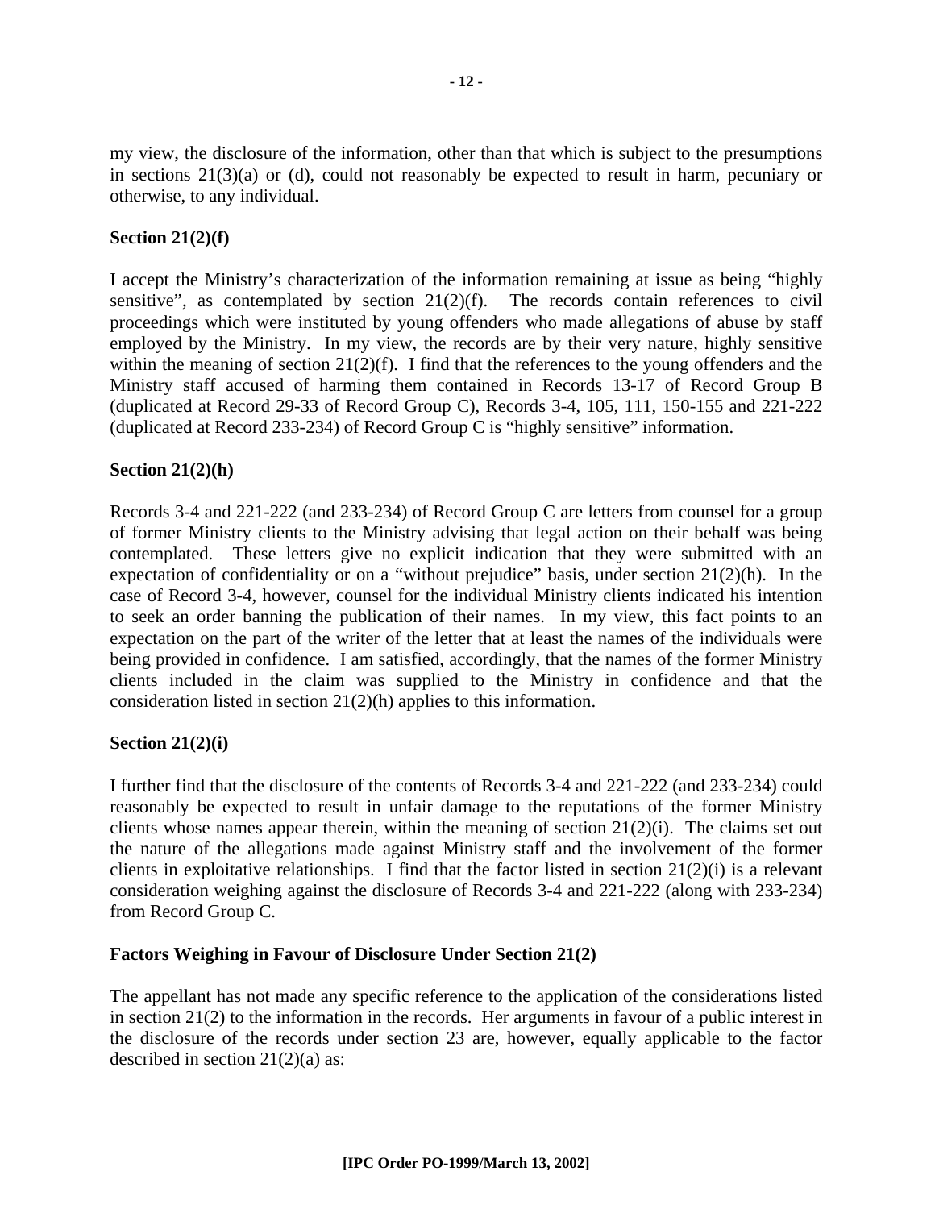my view, the disclosure of the information, other than that which is subject to the presumptions in sections 21(3)(a) or (d), could not reasonably be expected to result in harm, pecuniary or otherwise, to any individual.

**Section 21(2)(f)**

I accept the Ministry's characterization of the information remaining at issue as being "highly sensitive", as contemplated by section 21(2)(f). The records contain references to civil proceedings which were instituted by young offenders who made allegations of abuse by staff employed by the Ministry. In my view, the records are by their very nature, highly sensitive within the meaning of section 21(2)(f). I find that the references to the young offenders and the Ministry staff accused of harming them contained in Records 13-17 of Record Group B (duplicated at Record 29-33 of Record Group C), Records 3-4, 105, 111, 150-155 and 221-222 (duplicated at Record 233-234) of Record Group C is "highly sensitive" information.

**Section 21(2)(h)**

Records 3-4 and 221-222 (and 233-234) of Record Group C are letters from counsel for a group of former Ministry clients to the Ministry advising that legal action on their behalf was being contemplated. These letters give no explicit indication that they were submitted with an expectation of confidentiality or on a "without prejudice" basis, under section 21(2)(h). In the case of Record 3-4, however, counsel for the individual Ministry clients indicated his intention to seek an order banning the publication of their names. In my view, this fact points to an expectation on the part of the writer of the letter that at least the names of the individuals were being provided in confidence. I am satisfied, accordingly, that the names of the former Ministry clients included in the claim was supplied to the Ministry in confidence and that the consideration listed in section 21(2)(h) applies to this information.

**Section 21(2)(i)**

I further find that the disclosure of the contents of Records 3-4 and 221-222 (and 233-234) could reasonably be expected to result in unfair damage to the reputations of the former Ministry clients whose names appear therein, within the meaning of section 21(2)(i). The claims set out the nature of the allegations made against Ministry staff and the involvement of the former clients in exploitative relationships. I find that the factor listed in section 21(2)(i) is a relevant consideration weighing against the disclosure of Records 3-4 and 221-222 (along with 233-234) from Record Group C.

**Factors Weighing in Favour of Disclosure Under Section 21(2)**

The appellant has not made any specific reference to the application of the considerations listed in section 21(2) to the information in the records. Her arguments in favour of a public interest in the disclosure of the records under section 23 are, however, equally applicable to the factor described in section 21(2)(a) as: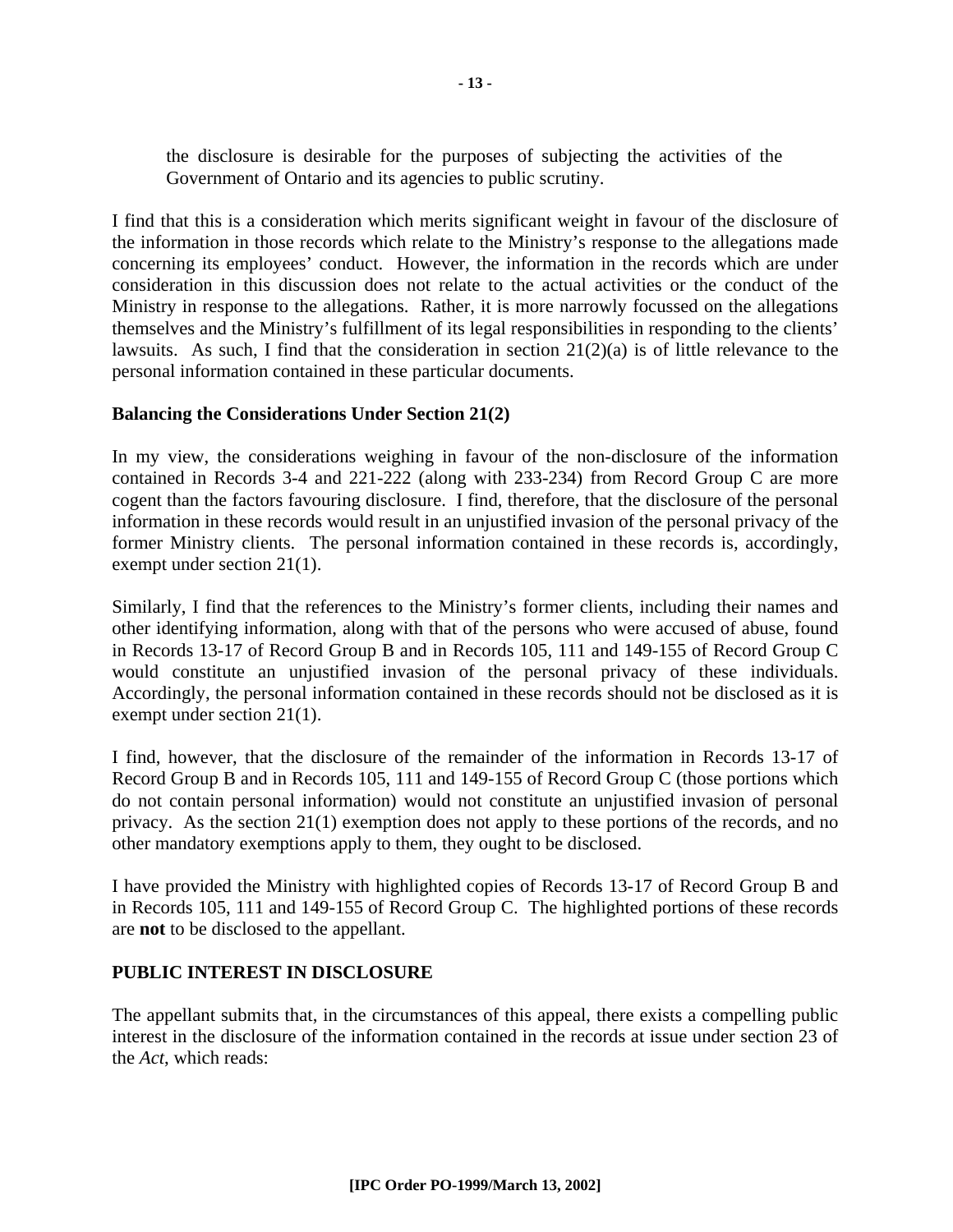> the disclosure is desirable for the purposes of subjecting the activities of the Government of Ontario and its agencies to public scrutiny.

I find that this is a consideration which merits significant weight in favour of the disclosure of the information in those records which relate to the Ministry's response to the allegations made concerning its employees' conduct. However, the information in the records which are under consideration in this discussion does not relate to the actual activities or the conduct of the Ministry in response to the allegations. Rather, it is more narrowly focussed on the allegations themselves and the Ministry's fulfillment of its legal responsibilities in responding to the clients' lawsuits. As such, I find that the consideration in section 21(2)(a) is of little relevance to the personal information contained in these particular documents.

**Balancing the Considerations Under Section 21(2)**

In my view, the considerations weighing in favour of the non-disclosure of the information contained in Records 3-4 and 221-222 (along with 233-234) from Record Group C are more cogent than the factors favouring disclosure. I find, therefore, that the disclosure of the personal information in these records would result in an unjustified invasion of the personal privacy of the former Ministry clients. The personal information contained in these records is, accordingly, exempt under section 21(1).

Similarly, I find that the references to the Ministry's former clients, including their names and other identifying information, along with that of the persons who were accused of abuse, found in Records 13-17 of Record Group B and in Records 105, 111 and 149-155 of Record Group C would constitute an unjustified invasion of the personal privacy of these individuals. Accordingly, the personal information contained in these records should not be disclosed as it is exempt under section 21(1).

I find, however, that the disclosure of the remainder of the information in Records 13-17 of Record Group B and in Records 105, 111 and 149-155 of Record Group C (those portions which do not contain personal information) would not constitute an unjustified invasion of personal privacy. As the section 21(1) exemption does not apply to these portions of the records, and no other mandatory exemptions apply to them, they ought to be disclosed.

I have provided the Ministry with highlighted copies of Records 13-17 of Record Group B and in Records 105, 111 and 149-155 of Record Group C. The highlighted portions of these records are **not** to be disclosed to the appellant.

**PUBLIC INTEREST IN DISCLOSURE**

The appellant submits that, in the circumstances of this appeal, there exists a compelling public interest in the disclosure of the information contained in the records at issue under section 23 of the *Act*, which reads: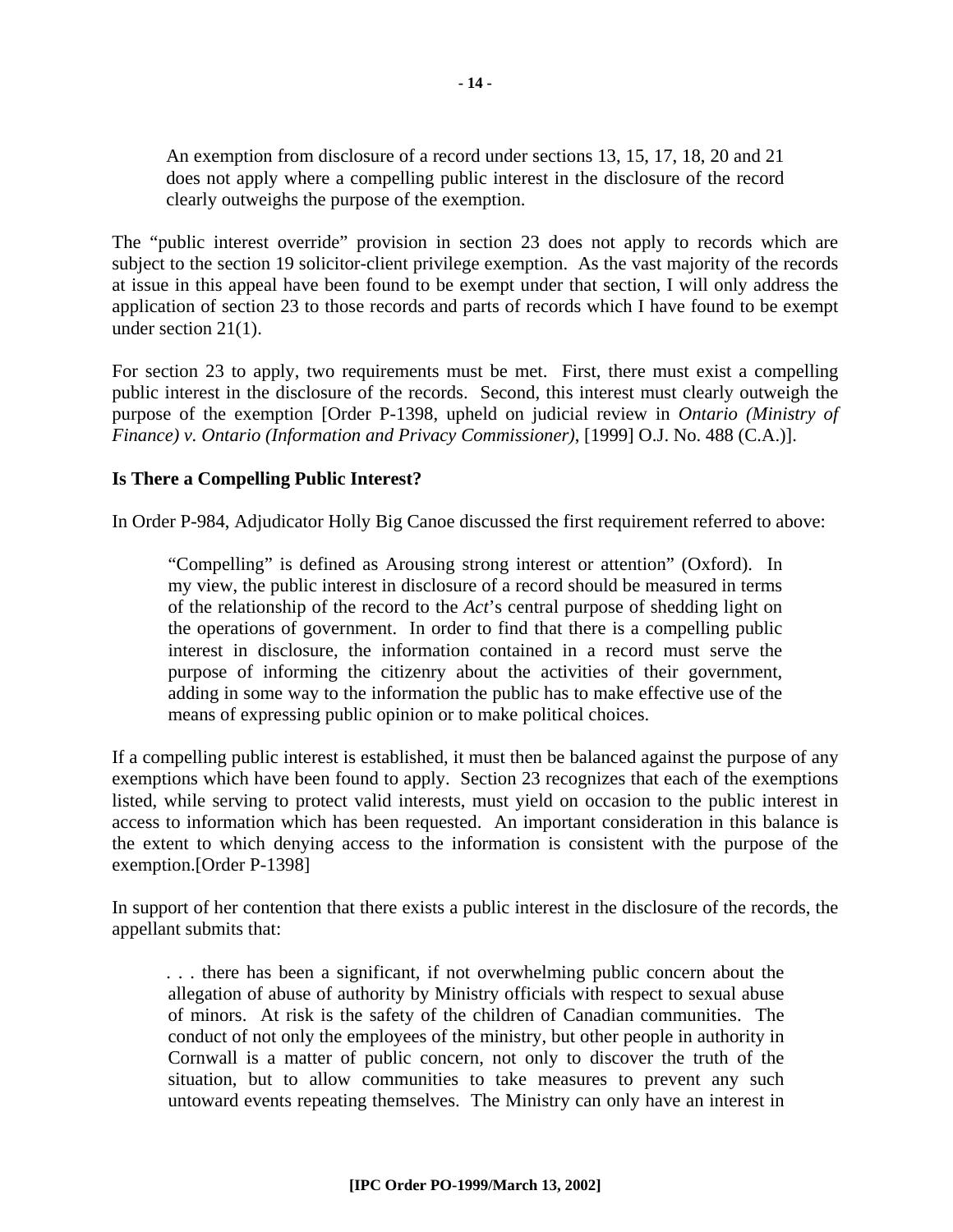> An exemption from disclosure of a record under sections 13, 15, 17, 18, 20 and 21 does not apply where a compelling public interest in the disclosure of the record clearly outweighs the purpose of the exemption.

The "public interest override" provision in section 23 does not apply to records which are subject to the section 19 solicitor-client privilege exemption. As the vast majority of the records at issue in this appeal have been found to be exempt under that section, I will only address the application of section 23 to those records and parts of records which I have found to be exempt under section 21(1).

For section 23 to apply, two requirements must be met. First, there must exist a compelling public interest in the disclosure of the records. Second, this interest must clearly outweigh the purpose of the exemption [Order P-1398, upheld on judicial review in *Ontario (Ministry of Finance) v. Ontario (Information and Privacy Commissioner)*, [1999] O.J. No. 488 (C.A.)].

**Is There a Compelling Public Interest?**

In Order P-984, Adjudicator Holly Big Canoe discussed the first requirement referred to above:

> "Compelling" is defined as Arousing strong interest or attention" (Oxford). In my view, the public interest in disclosure of a record should be measured in terms of the relationship of the record to the *Act*'s central purpose of shedding light on the operations of government. In order to find that there is a compelling public interest in disclosure, the information contained in a record must serve the purpose of informing the citizenry about the activities of their government, adding in some way to the information the public has to make effective use of the means of expressing public opinion or to make political choices.

If a compelling public interest is established, it must then be balanced against the purpose of any exemptions which have been found to apply. Section 23 recognizes that each of the exemptions listed, while serving to protect valid interests, must yield on occasion to the public interest in access to information which has been requested. An important consideration in this balance is the extent to which denying access to the information is consistent with the purpose of the exemption.[Order P-1398]

In support of her contention that there exists a public interest in the disclosure of the records, the appellant submits that:

> . . . there has been a significant, if not overwhelming public concern about the allegation of abuse of authority by Ministry officials with respect to sexual abuse of minors. At risk is the safety of the children of Canadian communities. The conduct of not only the employees of the ministry, but other people in authority in Cornwall is a matter of public concern, not only to discover the truth of the situation, but to allow communities to take measures to prevent any such untoward events repeating themselves. The Ministry can only have an interest in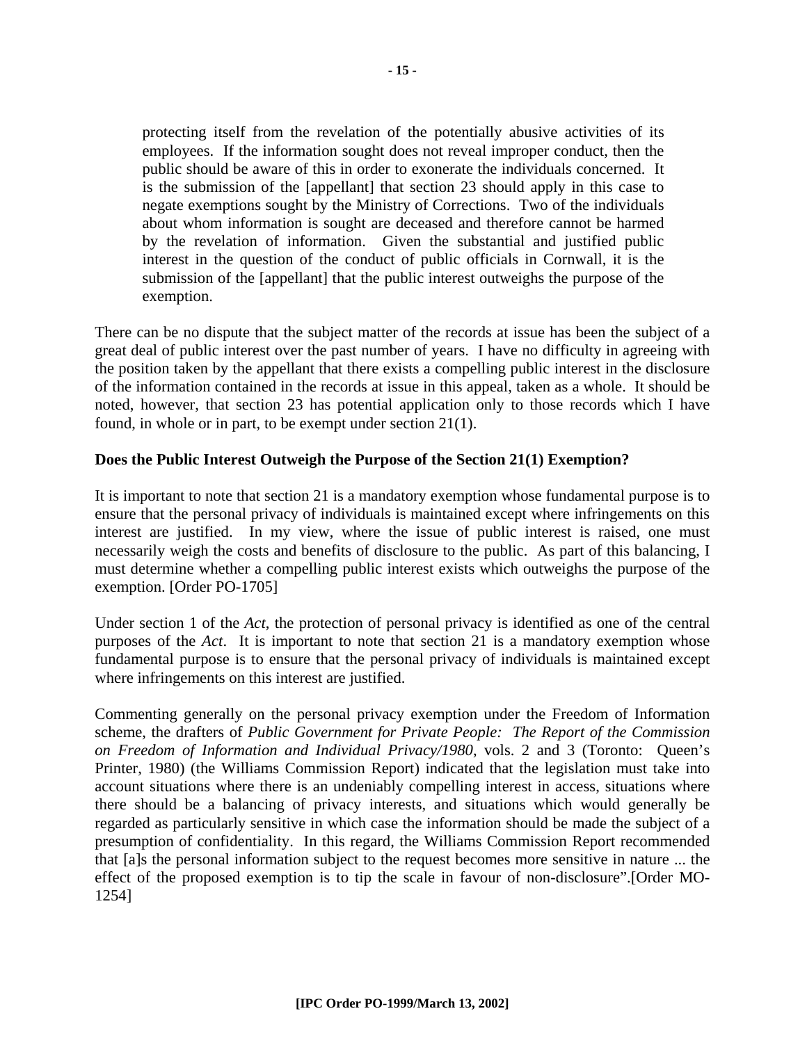> protecting itself from the revelation of the potentially abusive activities of its employees. If the information sought does not reveal improper conduct, then the public should be aware of this in order to exonerate the individuals concerned. It is the submission of the [appellant] that section 23 should apply in this case to negate exemptions sought by the Ministry of Corrections. Two of the individuals about whom information is sought are deceased and therefore cannot be harmed by the revelation of information. Given the substantial and justified public interest in the question of the conduct of public officials in Cornwall, it is the submission of the [appellant] that the public interest outweighs the purpose of the exemption.

There can be no dispute that the subject matter of the records at issue has been the subject of a great deal of public interest over the past number of years. I have no difficulty in agreeing with the position taken by the appellant that there exists a compelling public interest in the disclosure of the information contained in the records at issue in this appeal, taken as a whole. It should be noted, however, that section 23 has potential application only to those records which I have found, in whole or in part, to be exempt under section 21(1).

**Does the Public Interest Outweigh the Purpose of the Section 21(1) Exemption?**

It is important to note that section 21 is a mandatory exemption whose fundamental purpose is to ensure that the personal privacy of individuals is maintained except where infringements on this interest are justified. In my view, where the issue of public interest is raised, one must necessarily weigh the costs and benefits of disclosure to the public. As part of this balancing, I must determine whether a compelling public interest exists which outweighs the purpose of the exemption. [Order PO-1705]

Under section 1 of the *Act*, the protection of personal privacy is identified as one of the central purposes of the *Act*. It is important to note that section 21 is a mandatory exemption whose fundamental purpose is to ensure that the personal privacy of individuals is maintained except where infringements on this interest are justified.

Commenting generally on the personal privacy exemption under the Freedom of Information scheme, the drafters of *Public Government for Private People: The Report of the Commission on Freedom of Information and Individual Privacy/1980*, vols. 2 and 3 (Toronto: Queen's Printer, 1980) (the Williams Commission Report) indicated that the legislation must take into account situations where there is an undeniably compelling interest in access, situations where there should be a balancing of privacy interests, and situations which would generally be regarded as particularly sensitive in which case the information should be made the subject of a presumption of confidentiality. In this regard, the Williams Commission Report recommended that [a]s the personal information subject to the request becomes more sensitive in nature ... the effect of the proposed exemption is to tip the scale in favour of non-disclosure".[Order MO-1254]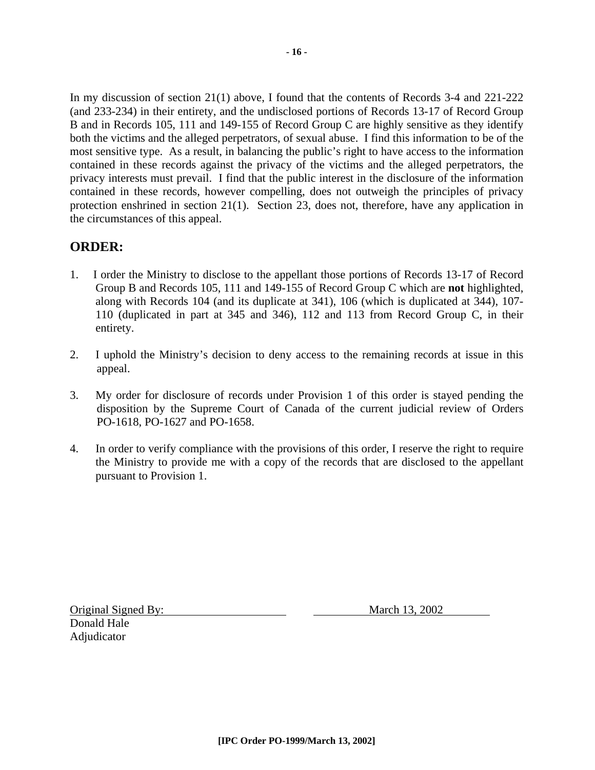In my discussion of section 21(1) above, I found that the contents of Records 3-4 and 221-222 (and 233-234) in their entirety, and the undisclosed portions of Records 13-17 of Record Group B and in Records 105, 111 and 149-155 of Record Group C are highly sensitive as they identify both the victims and the alleged perpetrators, of sexual abuse. I find this information to be of the most sensitive type. As a result, in balancing the public's right to have access to the information contained in these records against the privacy of the victims and the alleged perpetrators, the privacy interests must prevail. I find that the public interest in the disclosure of the information contained in these records, however compelling, does not outweigh the principles of privacy protection enshrined in section 21(1). Section 23, does not, therefore, have any application in the circumstances of this appeal.

## ORDER:

1. I order the Ministry to disclose to the appellant those portions of Records 13-17 of Record Group B and Records 105, 111 and 149-155 of Record Group C which are **not** highlighted, along with Records 104 (and its duplicate at 341), 106 (which is duplicated at 344), 107-110 (duplicated in part at 345 and 346), 112 and 113 from Record Group C, in their entirety.

2. I uphold the Ministry's decision to deny access to the remaining records at issue in this appeal.

3. My order for disclosure of records under Provision 1 of this order is stayed pending the disposition by the Supreme Court of Canada of the current judicial review of Orders PO-1618, PO-1627 and PO-1658.

4. In order to verify compliance with the provisions of this order, I reserve the right to require the Ministry to provide me with a copy of the records that are disclosed to the appellant pursuant to Provision 1.

Original Signed By: March 13, 2002

Donald Hale
Adjudicator